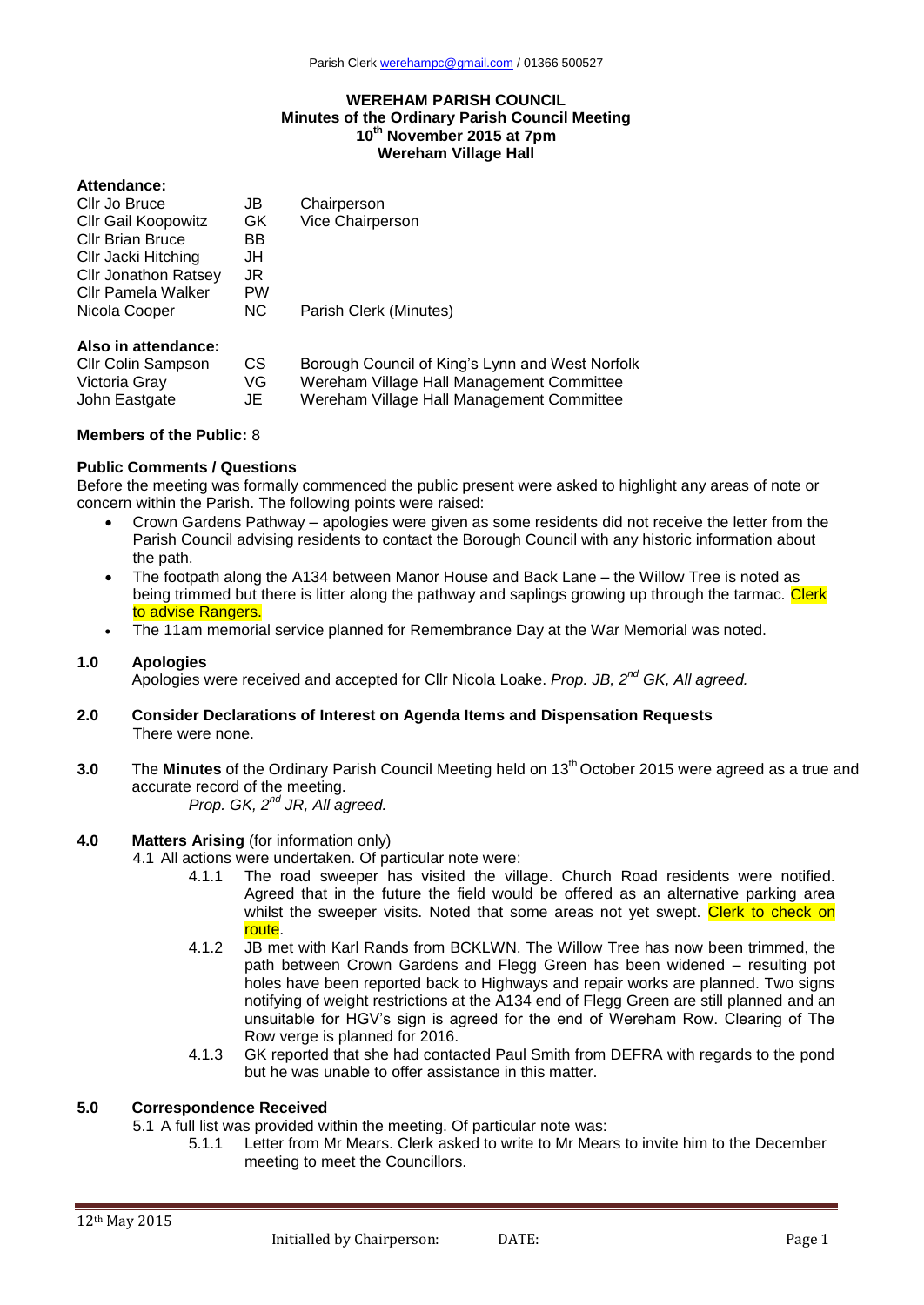Parish Clerk werehampc@gmail.com / 01366 500527

**WEREHAM PARISH COUNCIL**
**Minutes of the Ordinary Parish Council Meeting**
**10th November 2015 at 7pm**
**Wereham Village Hall**

**Attendance:**

| | | |
|---|---|---|
| Cllr Jo Bruce | JB | Chairperson |
| Cllr Gail Koopowitz | GK | Vice Chairperson |
| Cllr Brian Bruce | BB | |
| Cllr Jacki Hitching | JH | |
| Cllr Jonathon Ratsey | JR | |
| Cllr Pamela Walker | PW | |
| Nicola Cooper | NC | Parish Clerk (Minutes) |

**Also in attendance:**

| | | |
|---|---|---|
| Cllr Colin Sampson | CS | Borough Council of King's Lynn and West Norfolk |
| Victoria Gray | VG | Wereham Village Hall Management Committee |
| John Eastgate | JE | Wereham Village Hall Management Committee |

**Members of the Public:** 8

**Public Comments / Questions**

Before the meeting was formally commenced the public present were asked to highlight any areas of note or concern within the Parish. The following points were raised:

- Crown Gardens Pathway – apologies were given as some residents did not receive the letter from the Parish Council advising residents to contact the Borough Council with any historic information about the path.
- The footpath along the A134 between Manor House and Back Lane – the Willow Tree is noted as being trimmed but there is litter along the pathway and saplings growing up through the tarmac. Clerk to advise Rangers.
- The 11am memorial service planned for Remembrance Day at the War Memorial was noted.

**1.0 Apologies**

Apologies were received and accepted for Cllr Nicola Loake. *Prop. JB, 2nd GK, All agreed.*

**2.0 Consider Declarations of Interest on Agenda Items and Dispensation Requests**

There were none.

**3.0** The **Minutes** of the Ordinary Parish Council Meeting held on 13th October 2015 were agreed as a true and accurate record of the meeting.

*Prop. GK, 2nd JR, All agreed.*

**4.0 Matters Arising** (for information only)

4.1 All actions were undertaken. Of particular note were:

4.1.1 The road sweeper has visited the village. Church Road residents were notified. Agreed that in the future the field would be offered as an alternative parking area whilst the sweeper visits. Noted that some areas not yet swept. Clerk to check on route.

4.1.2 JB met with Karl Rands from BCKLWN. The Willow Tree has now been trimmed, the path between Crown Gardens and Flegg Green has been widened – resulting pot holes have been reported back to Highways and repair works are planned. Two signs notifying of weight restrictions at the A134 end of Flegg Green are still planned and an unsuitable for HGV's sign is agreed for the end of Wereham Row. Clearing of The Row verge is planned for 2016.

4.1.3 GK reported that she had contacted Paul Smith from DEFRA with regards to the pond but he was unable to offer assistance in this matter.

**5.0 Correspondence Received**

5.1 A full list was provided within the meeting. Of particular note was:

5.1.1 Letter from Mr Mears. Clerk asked to write to Mr Mears to invite him to the December meeting to meet the Councillors.

12th May 2015

Initialled by Chairperson: DATE: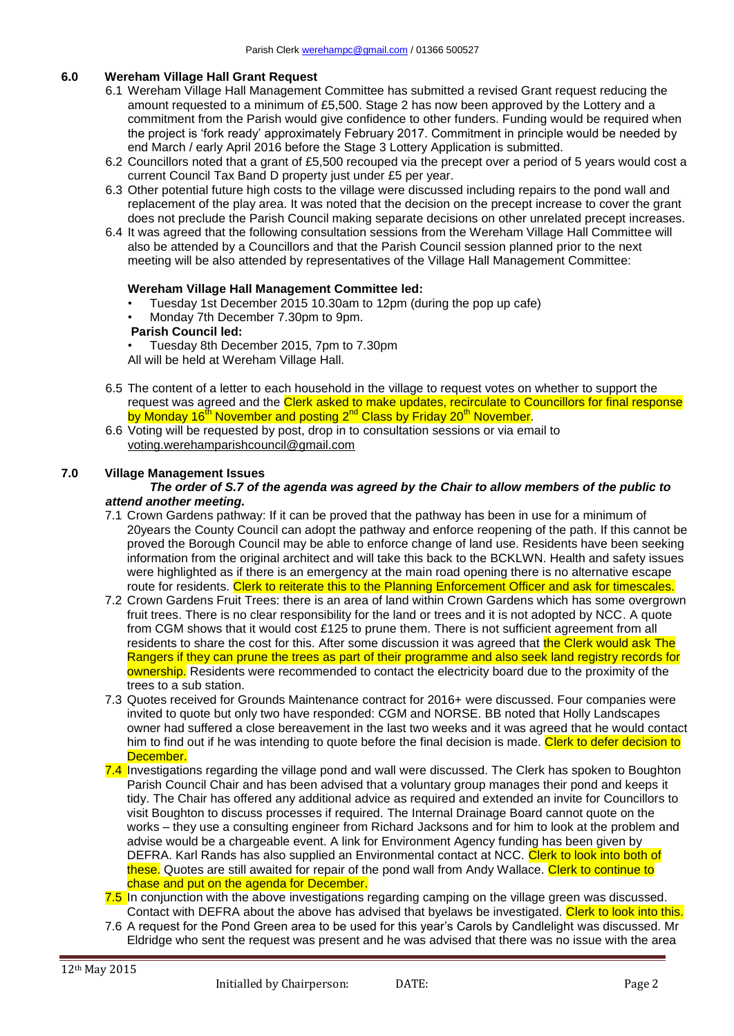## 6.0 Wereham Village Hall Grant Request

6.1 Wereham Village Hall Management Committee has submitted a revised Grant request reducing the amount requested to a minimum of £5,500. Stage 2 has now been approved by the Lottery and a commitment from the Parish would give confidence to other funders. Funding would be required when the project is 'fork ready' approximately February 2017. Commitment in principle would be needed by end March / early April 2016 before the Stage 3 Lottery Application is submitted.

6.2 Councillors noted that a grant of £5,500 recouped via the precept over a period of 5 years would cost a current Council Tax Band D property just under £5 per year.

6.3 Other potential future high costs to the village were discussed including repairs to the pond wall and replacement of the play area. It was noted that the decision on the precept increase to cover the grant does not preclude the Parish Council making separate decisions on other unrelated precept increases.

6.4 It was agreed that the following consultation sessions from the Wereham Village Hall Committee will also be attended by a Councillors and that the Parish Council session planned prior to the next meeting will be also attended by representatives of the Village Hall Management Committee:

**Wereham Village Hall Management Committee led:**

- Tuesday 1st December 2015 10.30am to 12pm (during the pop up cafe)
- Monday 7th December 7.30pm to 9pm.

**Parish Council led:**

- Tuesday 8th December 2015, 7pm to 7.30pm

All will be held at Wereham Village Hall.

6.5 The content of a letter to each household in the village to request votes on whether to support the request was agreed and the Clerk asked to make updates, recirculate to Councillors for final response by Monday 16th November and posting 2nd Class by Friday 20th November.

6.6 Voting will be requested by post, drop in to consultation sessions or via email to voting.werehamparishcouncil@gmail.com

## 7.0 Village Management Issues

***The order of S.7 of the agenda was agreed by the Chair to allow members of the public to attend another meeting.***

7.1 Crown Gardens pathway: If it can be proved that the pathway has been in use for a minimum of 20years the County Council can adopt the pathway and enforce reopening of the path. If this cannot be proved the Borough Council may be able to enforce change of land use. Residents have been seeking information from the original architect and will take this back to the BCKLWN. Health and safety issues were highlighted as if there is an emergency at the main road opening there is no alternative escape route for residents. Clerk to reiterate this to the Planning Enforcement Officer and ask for timescales.

7.2 Crown Gardens Fruit Trees: there is an area of land within Crown Gardens which has some overgrown fruit trees. There is no clear responsibility for the land or trees and it is not adopted by NCC. A quote from CGM shows that it would cost £125 to prune them. There is not sufficient agreement from all residents to share the cost for this. After some discussion it was agreed that the Clerk would ask The Rangers if they can prune the trees as part of their programme and also seek land registry records for ownership. Residents were recommended to contact the electricity board due to the proximity of the trees to a sub station.

7.3 Quotes received for Grounds Maintenance contract for 2016+ were discussed. Four companies were invited to quote but only two have responded: CGM and NORSE. BB noted that Holly Landscapes owner had suffered a close bereavement in the last two weeks and it was agreed that he would contact him to find out if he was intending to quote before the final decision is made. Clerk to defer decision to December.

7.4 Investigations regarding the village pond and wall were discussed. The Clerk has spoken to Boughton Parish Council Chair and has been advised that a voluntary group manages their pond and keeps it tidy. The Chair has offered any additional advice as required and extended an invite for Councillors to visit Boughton to discuss processes if required. The Internal Drainage Board cannot quote on the works – they use a consulting engineer from Richard Jacksons and for him to look at the problem and advise would be a chargeable event. A link for Environment Agency funding has been given by DEFRA. Karl Rands has also supplied an Environmental contact at NCC. Clerk to look into both of these. Quotes are still awaited for repair of the pond wall from Andy Wallace. Clerk to continue to chase and put on the agenda for December.

7.5 In conjunction with the above investigations regarding camping on the village green was discussed. Contact with DEFRA about the above has advised that byelaws be investigated. Clerk to look into this.

7.6 A request for the Pond Green area to be used for this year's Carols by Candlelight was discussed. Mr Eldridge who sent the request was present and he was advised that there was no issue with the area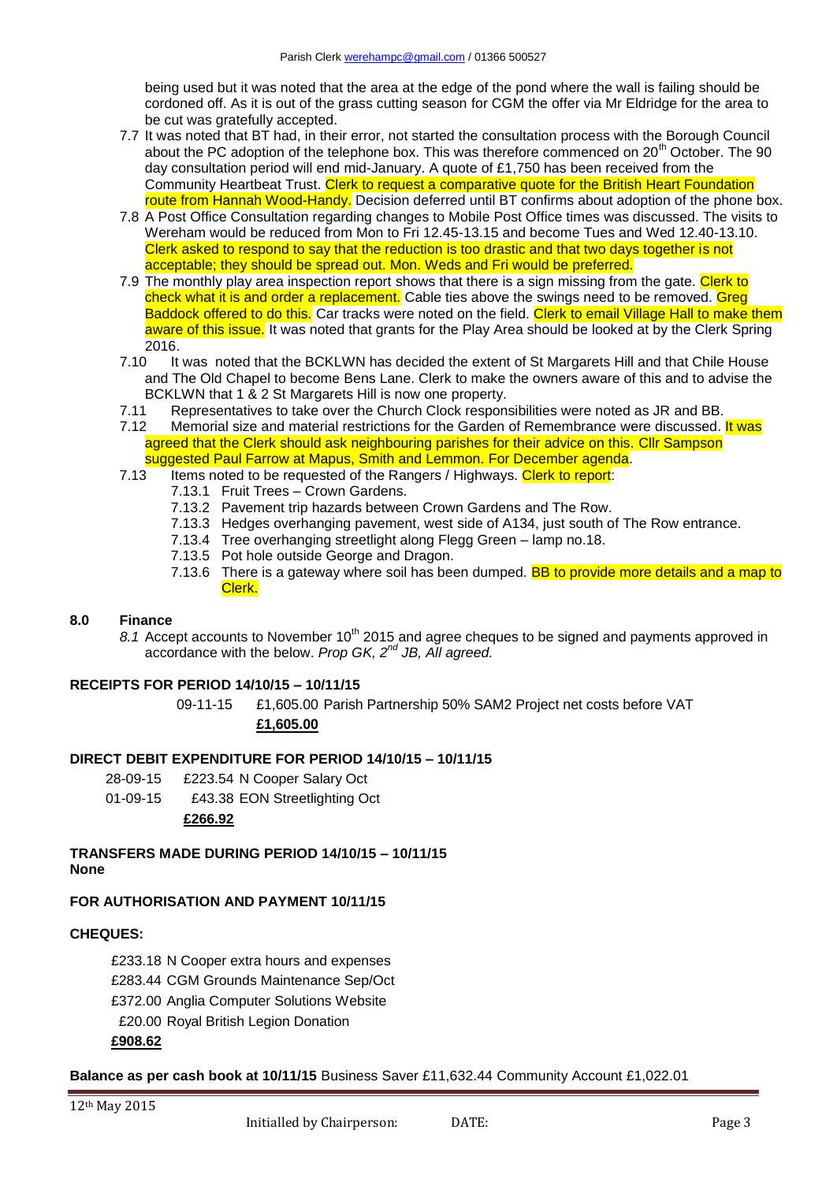being used but it was noted that the area at the edge of the pond where the wall is failing should be cordoned off. As it is out of the grass cutting season for CGM the offer via Mr Eldridge for the area to be cut was gratefully accepted.

7.7 It was noted that BT had, in their error, not started the consultation process with the Borough Council about the PC adoption of the telephone box. This was therefore commenced on 20th October. The 90 day consultation period will end mid-January. A quote of £1,750 has been received from the Community Heartbeat Trust. Clerk to request a comparative quote for the British Heart Foundation route from Hannah Wood-Handy. Decision deferred until BT confirms about adoption of the phone box.

7.8 A Post Office Consultation regarding changes to Mobile Post Office times was discussed. The visits to Wereham would be reduced from Mon to Fri 12.45-13.15 and become Tues and Wed 12.40-13.10. Clerk asked to respond to say that the reduction is too drastic and that two days together is not acceptable; they should be spread out. Mon. Weds and Fri would be preferred.

7.9 The monthly play area inspection report shows that there is a sign missing from the gate. Clerk to check what it is and order a replacement. Cable ties above the swings need to be removed. Greg Baddock offered to do this. Car tracks were noted on the field. Clerk to email Village Hall to make them aware of this issue. It was noted that grants for the Play Area should be looked at by the Clerk Spring 2016.

7.10 It was noted that the BCKLWN has decided the extent of St Margarets Hill and that Chile House and The Old Chapel to become Bens Lane. Clerk to make the owners aware of this and to advise the BCKLWN that 1 & 2 St Margarets Hill is now one property.

7.11 Representatives to take over the Church Clock responsibilities were noted as JR and BB.

7.12 Memorial size and material restrictions for the Garden of Remembrance were discussed. It was agreed that the Clerk should ask neighbouring parishes for their advice on this. Cllr Sampson suggested Paul Farrow at Mapus, Smith and Lemmon. For December agenda.

7.13 Items noted to be requested of the Rangers / Highways. Clerk to report:
- 7.13.1 Fruit Trees – Crown Gardens.
- 7.13.2 Pavement trip hazards between Crown Gardens and The Row.
- 7.13.3 Hedges overhanging pavement, west side of A134, just south of The Row entrance.
- 7.13.4 Tree overhanging streetlight along Flegg Green – lamp no.18.
- 7.13.5 Pot hole outside George and Dragon.
- 7.13.6 There is a gateway where soil has been dumped. BB to provide more details and a map to Clerk.

## 8.0 Finance

*8.1* Accept accounts to November 10th 2015 and agree cheques to be signed and payments approved in accordance with the below. *Prop GK, 2nd JB, All agreed.*

**RECEIPTS FOR PERIOD 14/10/15 – 10/11/15**

09-11-15 £1,605.00 Parish Partnership 50% SAM2 Project net costs before VAT

**£1,605.00**

**DIRECT DEBIT EXPENDITURE FOR PERIOD 14/10/15 – 10/11/15**

28-09-15 £223.54 N Cooper Salary Oct

01-09-15 £43.38 EON Streetlighting Oct

**£266.92**

**TRANSFERS MADE DURING PERIOD 14/10/15 – 10/11/15**
**None**

**FOR AUTHORISATION AND PAYMENT 10/11/15**

**CHEQUES:**

£233.18 N Cooper extra hours and expenses

£283.44 CGM Grounds Maintenance Sep/Oct

£372.00 Anglia Computer Solutions Website

£20.00 Royal British Legion Donation

**£908.62**

**Balance as per cash book at 10/11/15** Business Saver £11,632.44 Community Account £1,022.01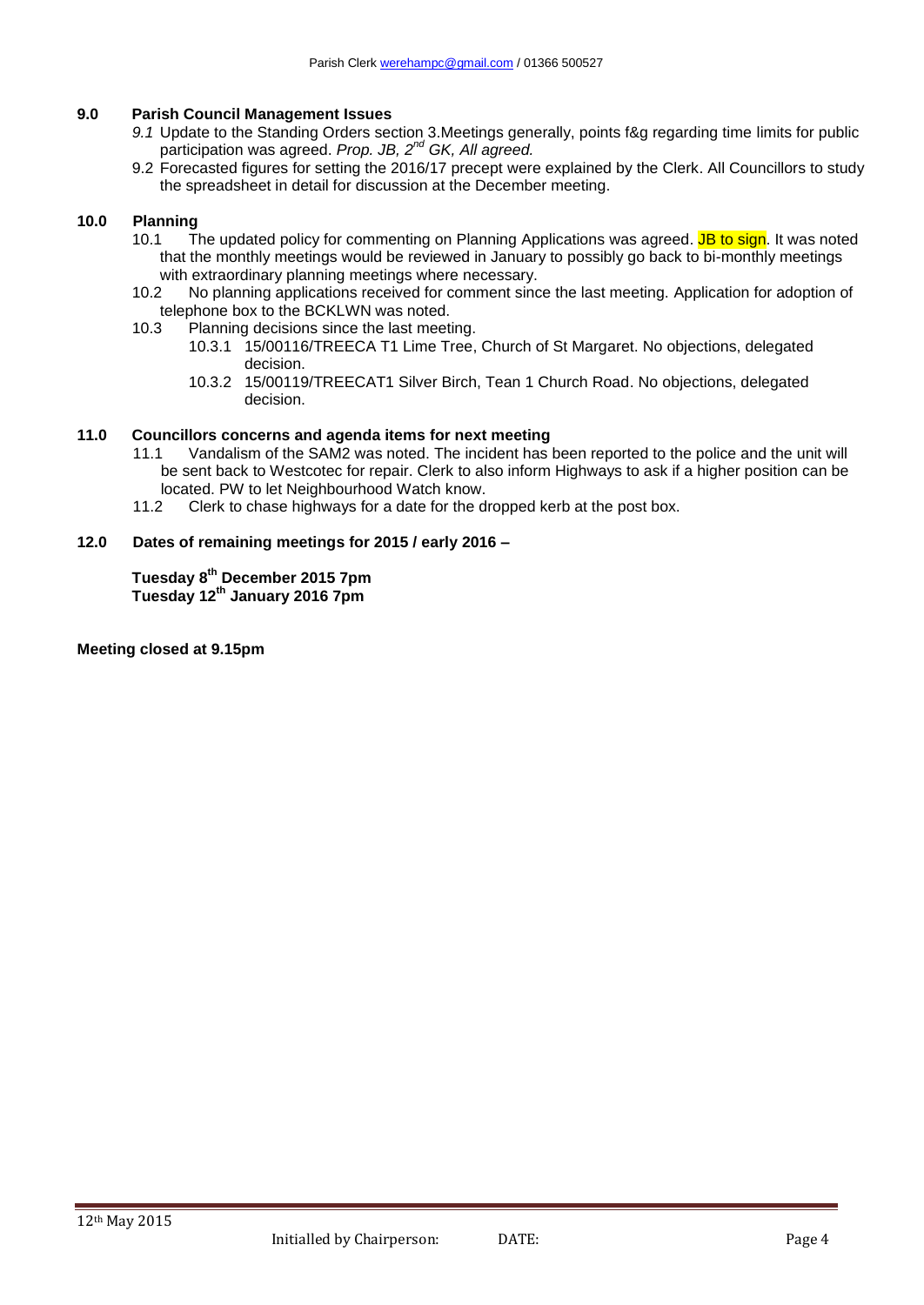## 9.0 Parish Council Management Issues

- *9.1* Update to the Standing Orders section 3.Meetings generally, points f&g regarding time limits for public participation was agreed. *Prop. JB, 2nd GK, All agreed.*
- 9.2 Forecasted figures for setting the 2016/17 precept were explained by the Clerk. All Councillors to study the spreadsheet in detail for discussion at the December meeting.

## 10.0 Planning

- 10.1 The updated policy for commenting on Planning Applications was agreed. JB to sign. It was noted that the monthly meetings would be reviewed in January to possibly go back to bi-monthly meetings with extraordinary planning meetings where necessary.
- 10.2 No planning applications received for comment since the last meeting. Application for adoption of telephone box to the BCKLWN was noted.
- 10.3 Planning decisions since the last meeting.
  - 10.3.1 15/00116/TREECA T1 Lime Tree, Church of St Margaret. No objections, delegated decision.
  - 10.3.2 15/00119/TREECAT1 Silver Birch, Tean 1 Church Road. No objections, delegated decision.

## 11.0 Councillors concerns and agenda items for next meeting

- 11.1 Vandalism of the SAM2 was noted. The incident has been reported to the police and the unit will be sent back to Westcotec for repair. Clerk to also inform Highways to ask if a higher position can be located. PW to let Neighbourhood Watch know.
- 11.2 Clerk to chase highways for a date for the dropped kerb at the post box.

## 12.0 Dates of remaining meetings for 2015 / early 2016 –

**Tuesday 8th December 2015 7pm**
**Tuesday 12th January 2016 7pm**

**Meeting closed at 9.15pm**

12th May 2015

Initialled by Chairperson: DATE: